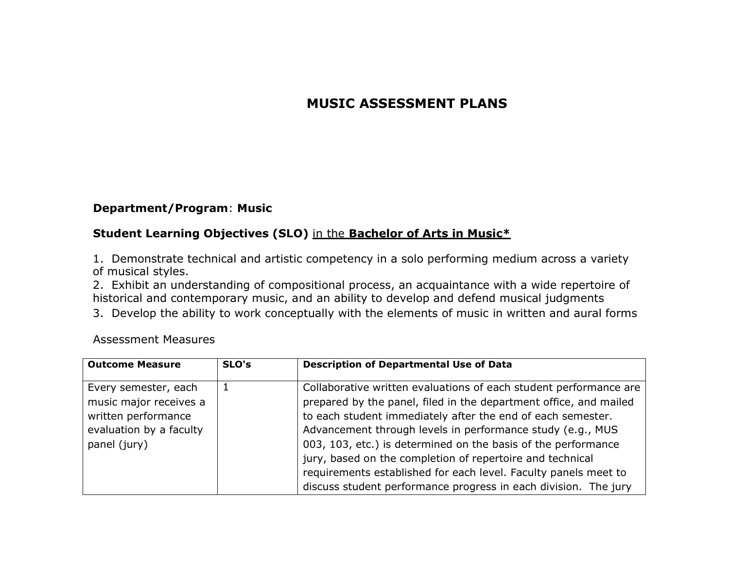# MUSIC ASSESSMENT PLANS

**Department/Program**: **Music**

**Student Learning Objectives (SLO)** <u>in the</u> **<u>Bachelor of Arts in Music*</u>**

1. Demonstrate technical and artistic competency in a solo performing medium across a variety of musical styles.
2. Exhibit an understanding of compositional process, an acquaintance with a wide repertoire of historical and contemporary music, and an ability to develop and defend musical judgments
3. Develop the ability to work conceptually with the elements of music in written and aural forms

Assessment Measures

| **Outcome Measure** | **SLO's** | **Description of Departmental Use of Data** |
|---|---|---|
| Every semester, each music major receives a written performance evaluation by a faculty panel (jury) | 1 | Collaborative written evaluations of each student performance are prepared by the panel, filed in the department office, and mailed to each student immediately after the end of each semester. Advancement through levels in performance study (e.g., MUS 003, 103, etc.) is determined on the basis of the performance jury, based on the completion of repertoire and technical requirements established for each level. Faculty panels meet to discuss student performance progress in each division. The jury |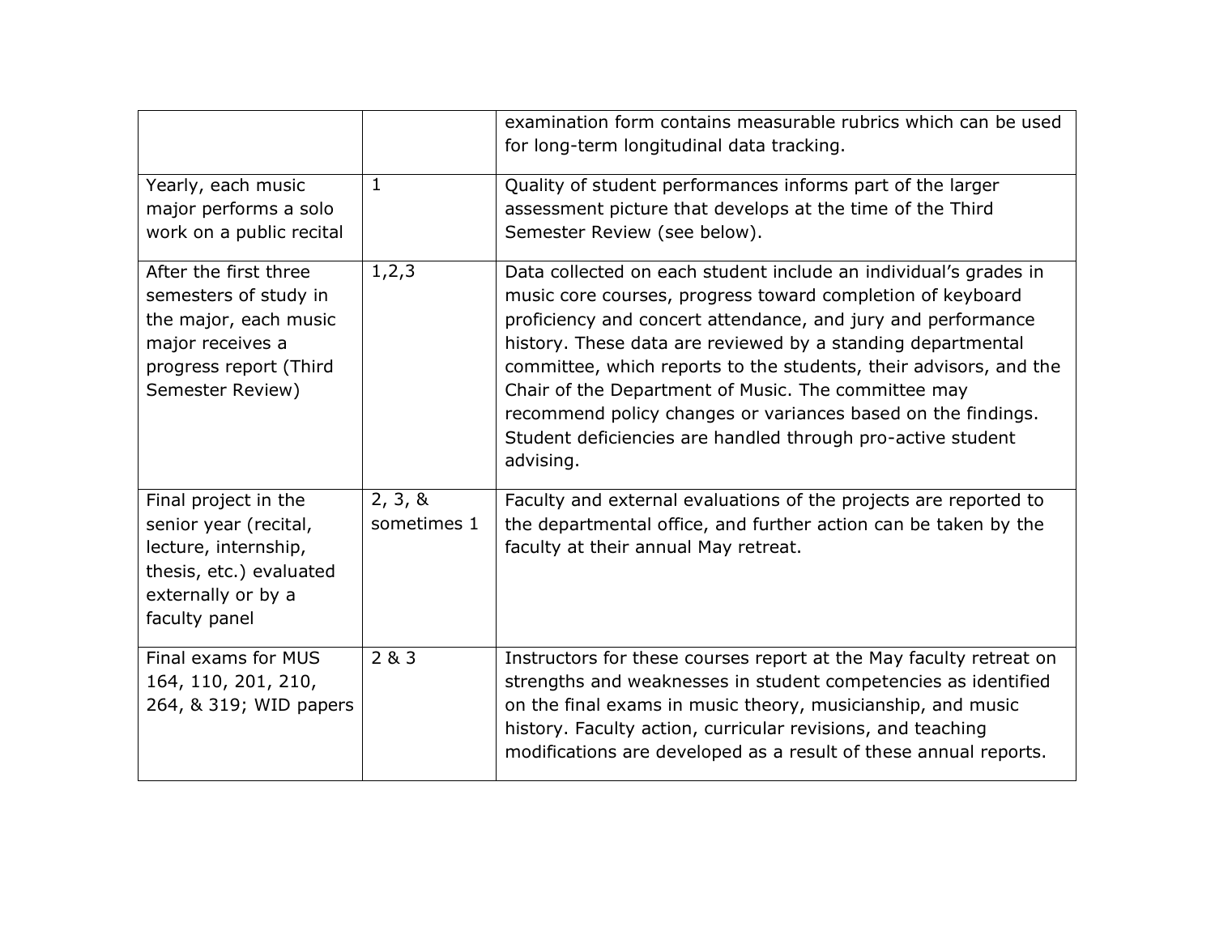| | | |
|---|---|---|
| | | examination form contains measurable rubrics which can be used for long-term longitudinal data tracking. |
| Yearly, each music major performs a solo work on a public recital | 1 | Quality of student performances informs part of the larger assessment picture that develops at the time of the Third Semester Review (see below). |
| After the first three semesters of study in the major, each music major receives a progress report (Third Semester Review) | 1,2,3 | Data collected on each student include an individual's grades in music core courses, progress toward completion of keyboard proficiency and concert attendance, and jury and performance history. These data are reviewed by a standing departmental committee, which reports to the students, their advisors, and the Chair of the Department of Music. The committee may recommend policy changes or variances based on the findings. Student deficiencies are handled through pro-active student advising. |
| Final project in the senior year (recital, lecture, internship, thesis, etc.) evaluated externally or by a faculty panel | 2, 3, & sometimes 1 | Faculty and external evaluations of the projects are reported to the departmental office, and further action can be taken by the faculty at their annual May retreat. |
| Final exams for MUS 164, 110, 201, 210, 264, & 319; WID papers | 2 & 3 | Instructors for these courses report at the May faculty retreat on strengths and weaknesses in student competencies as identified on the final exams in music theory, musicianship, and music history. Faculty action, curricular revisions, and teaching modifications are developed as a result of these annual reports. |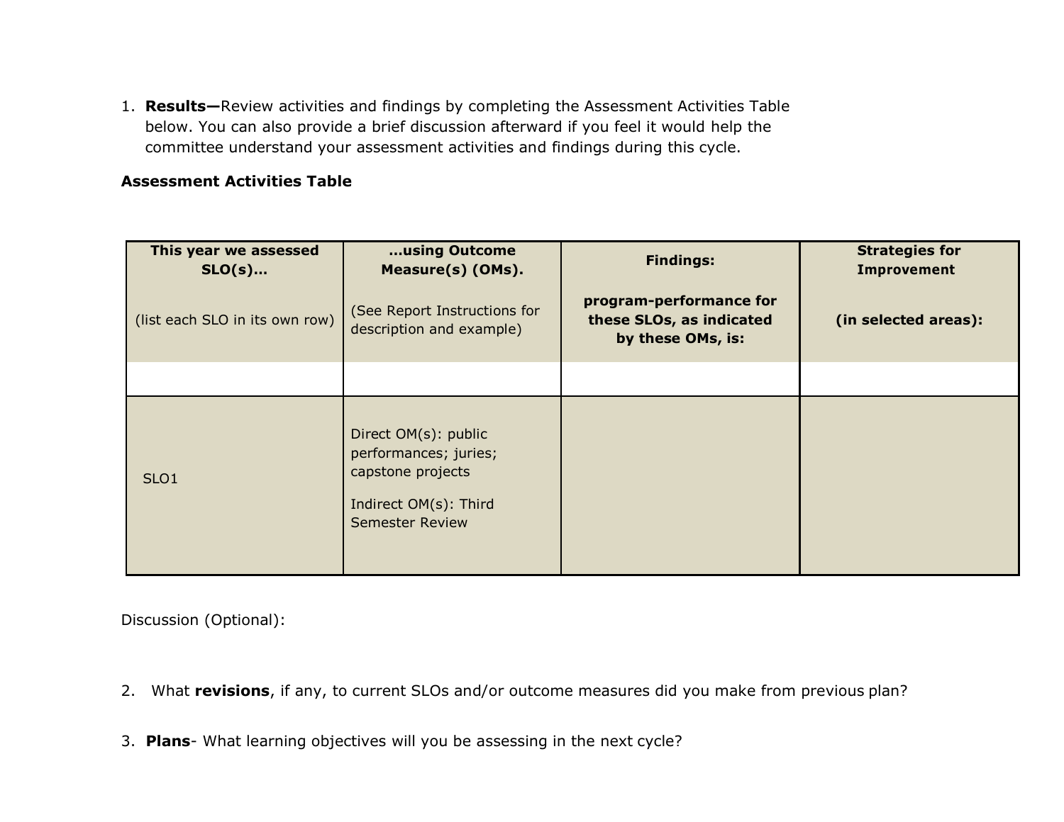1. **Results—**Review activities and findings by completing the Assessment Activities Table below. You can also provide a brief discussion afterward if you feel it would help the committee understand your assessment activities and findings during this cycle.

**Assessment Activities Table**

| **This year we assessed SLO(s)…** (list each SLO in its own row) | **…using Outcome Measure(s) (OMs).** (See Report Instructions for description and example) | **Findings:** **program-performance for these SLOs, as indicated by these OMs, is:** | **Strategies for Improvement** **(in selected areas):** |
|---|---|---|---|
| | | | |
| SLO1 | Direct OM(s): public performances; juries; capstone projects<br><br>Indirect OM(s): Third Semester Review | | |

Discussion (Optional):

2. What **revisions**, if any, to current SLOs and/or outcome measures did you make from previous plan?

3. **Plans**- What learning objectives will you be assessing in the next cycle?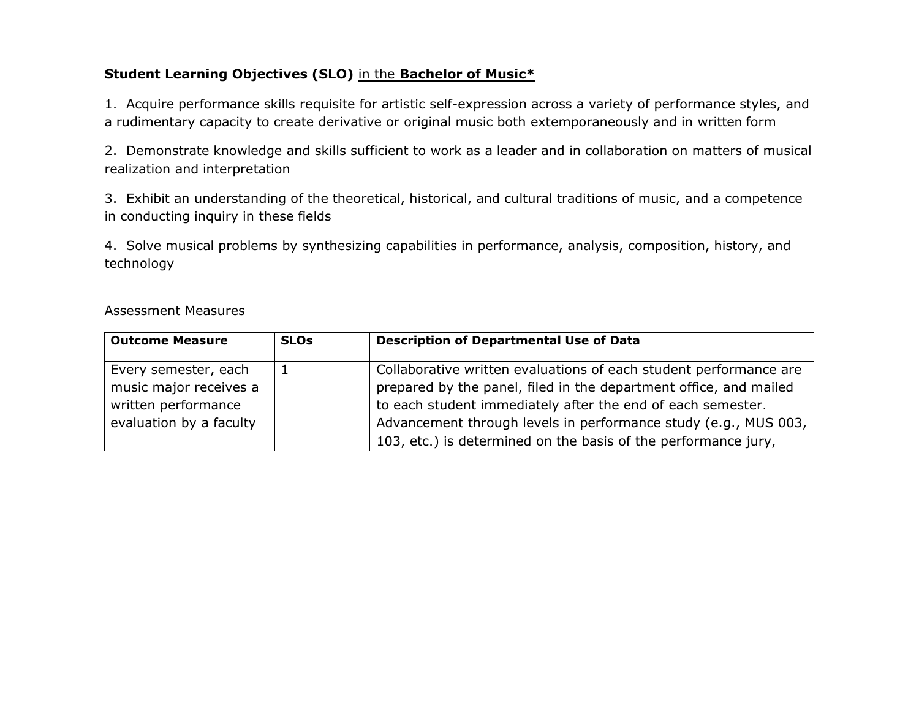**Student Learning Objectives (SLO)** in the **Bachelor of Music***

1. Acquire performance skills requisite for artistic self-expression across a variety of performance styles, and a rudimentary capacity to create derivative or original music both extemporaneously and in written form

2. Demonstrate knowledge and skills sufficient to work as a leader and in collaboration on matters of musical realization and interpretation

3. Exhibit an understanding of the theoretical, historical, and cultural traditions of music, and a competence in conducting inquiry in these fields

4. Solve musical problems by synthesizing capabilities in performance, analysis, composition, history, and technology

Assessment Measures

| Outcome Measure | SLOs | Description of Departmental Use of Data |
| --- | --- | --- |
| Every semester, each music major receives a written performance evaluation by a faculty | 1 | Collaborative written evaluations of each student performance are prepared by the panel, filed in the department office, and mailed to each student immediately after the end of each semester. Advancement through levels in performance study (e.g., MUS 003, 103, etc.) is determined on the basis of the performance jury, |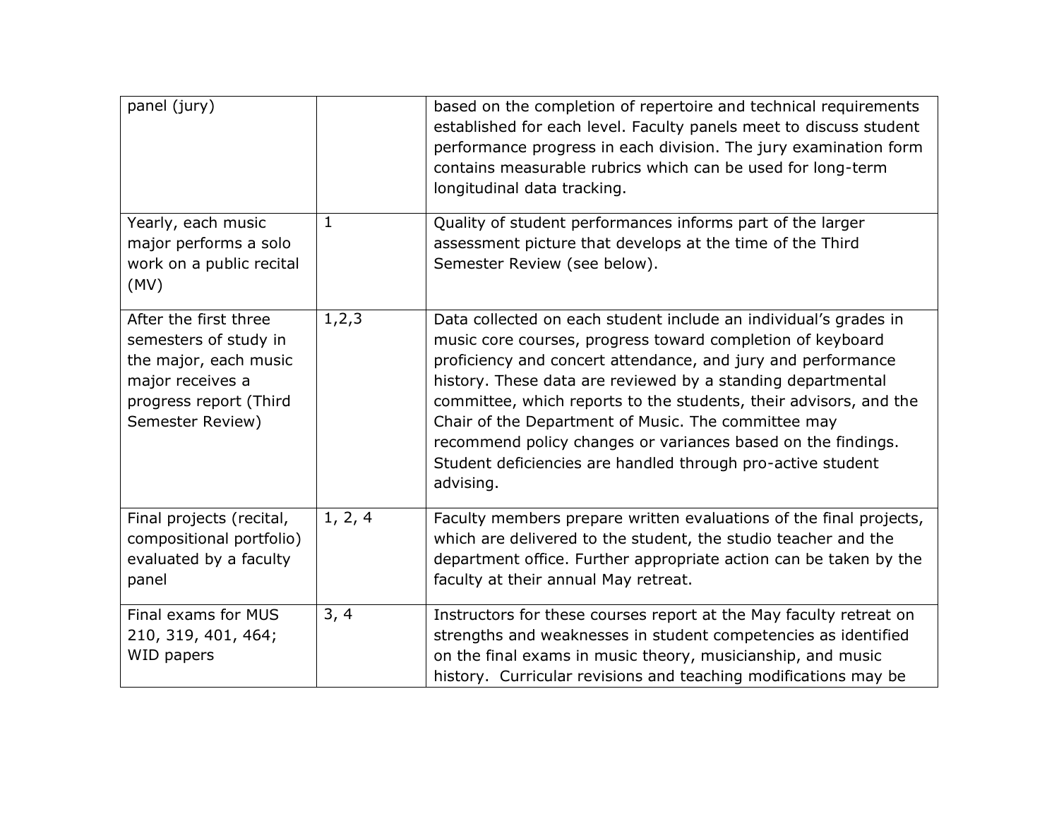| | | |
|---|---|---|
| panel (jury) | | based on the completion of repertoire and technical requirements established for each level. Faculty panels meet to discuss student performance progress in each division. The jury examination form contains measurable rubrics which can be used for long-term longitudinal data tracking. |
| Yearly, each music major performs a solo work on a public recital (MV) | 1 | Quality of student performances informs part of the larger assessment picture that develops at the time of the Third Semester Review (see below). |
| After the first three semesters of study in the major, each music major receives a progress report (Third Semester Review) | 1,2,3 | Data collected on each student include an individual's grades in music core courses, progress toward completion of keyboard proficiency and concert attendance, and jury and performance history. These data are reviewed by a standing departmental committee, which reports to the students, their advisors, and the Chair of the Department of Music. The committee may recommend policy changes or variances based on the findings. Student deficiencies are handled through pro-active student advising. |
| Final projects (recital, compositional portfolio) evaluated by a faculty panel | 1, 2, 4 | Faculty members prepare written evaluations of the final projects, which are delivered to the student, the studio teacher and the department office. Further appropriate action can be taken by the faculty at their annual May retreat. |
| Final exams for MUS 210, 319, 401, 464; WID papers | 3, 4 | Instructors for these courses report at the May faculty retreat on strengths and weaknesses in student competencies as identified on the final exams in music theory, musicianship, and music history. Curricular revisions and teaching modifications may be |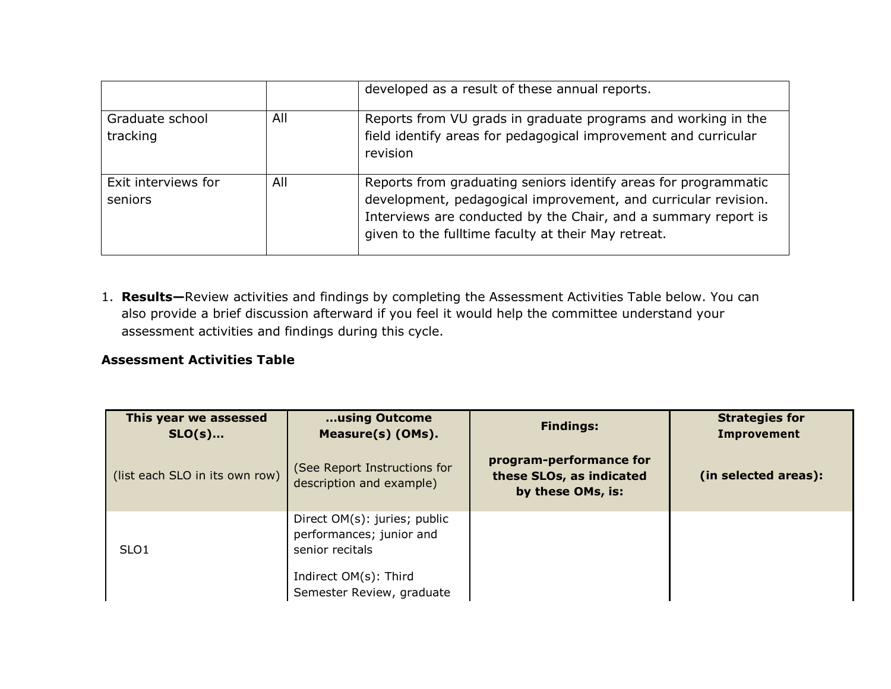| | | |
|---|---|---|
| | | developed as a result of these annual reports. |
| Graduate school tracking | All | Reports from VU grads in graduate programs and working in the field identify areas for pedagogical improvement and curricular revision |
| Exit interviews for seniors | All | Reports from graduating seniors identify areas for programmatic development, pedagogical improvement, and curricular revision. Interviews are conducted by the Chair, and a summary report is given to the fulltime faculty at their May retreat. |

1. **Results—**Review activities and findings by completing the Assessment Activities Table below. You can also provide a brief discussion afterward if you feel it would help the committee understand your assessment activities and findings during this cycle.

**Assessment Activities Table**

| **This year we assessed SLO(s)…** (list each SLO in its own row) | **…using Outcome Measure(s) (OMs).** (See Report Instructions for description and example) | **Findings:** **program-performance for these SLOs, as indicated by these OMs, is:** | **Strategies for Improvement** **(in selected areas):** |
|---|---|---|---|
| SLO1 | Direct OM(s): juries; public performances; junior and senior recitals<br>Indirect OM(s): Third Semester Review, graduate | | |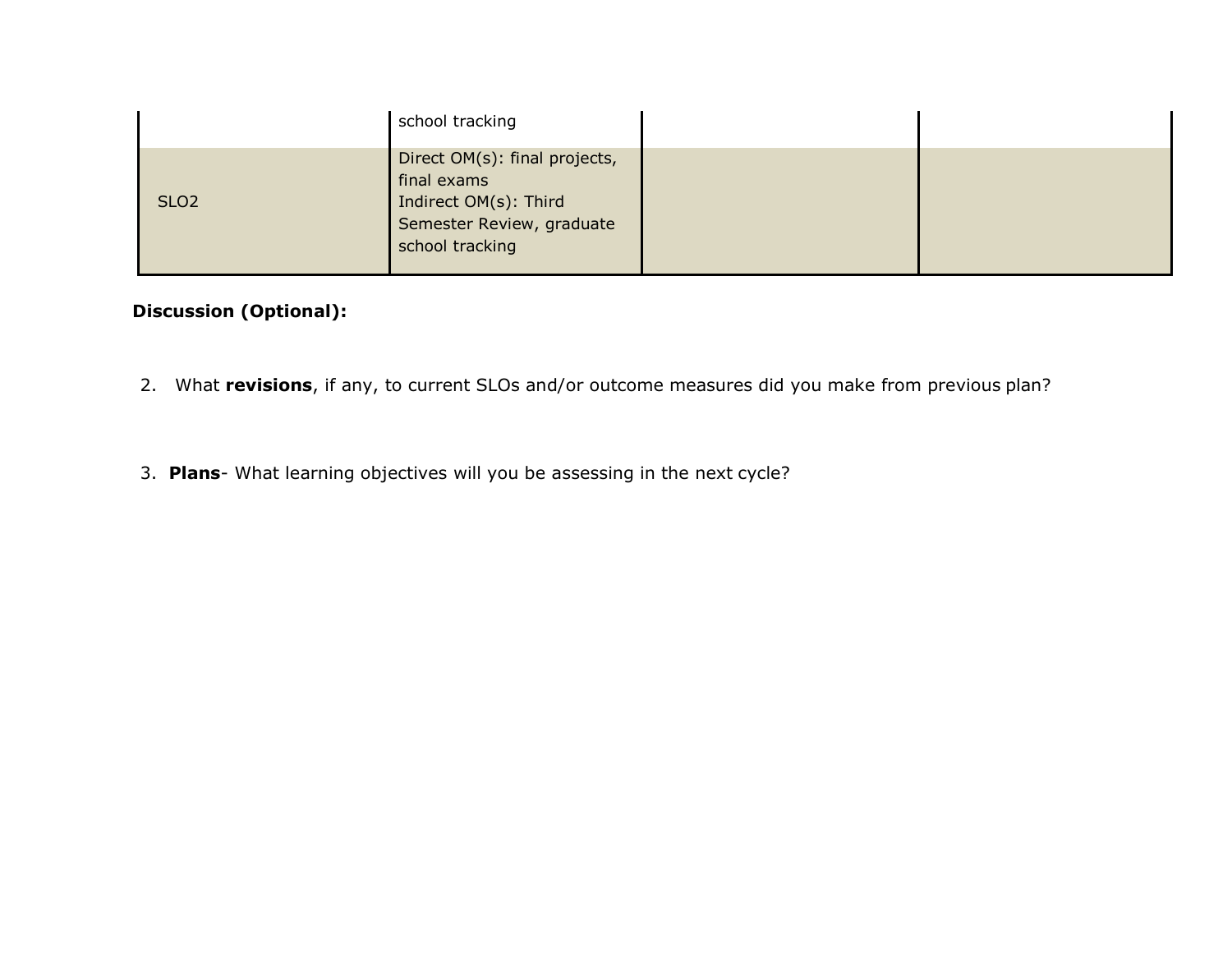| | | | |
|---|---|---|---|
| | school tracking | | |
| SLO2 | Direct OM(s): final projects, final exams<br>Indirect OM(s): Third Semester Review, graduate school tracking | | |

**Discussion (Optional):**

2. What **revisions**, if any, to current SLOs and/or outcome measures did you make from previous plan?

3. **Plans**- What learning objectives will you be assessing in the next cycle?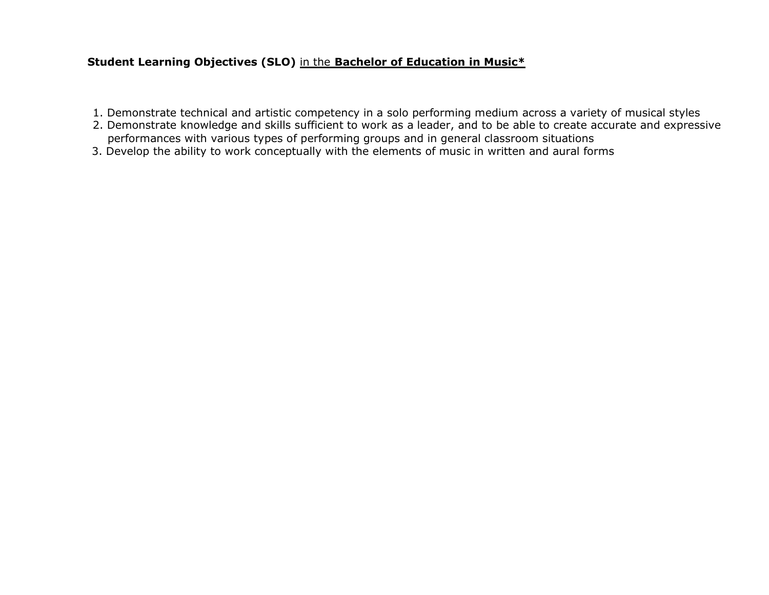**Student Learning Objectives (SLO)** in the **Bachelor of Education in Music***

1. Demonstrate technical and artistic competency in a solo performing medium across a variety of musical styles
2. Demonstrate knowledge and skills sufficient to work as a leader, and to be able to create accurate and expressive performances with various types of performing groups and in general classroom situations
3. Develop the ability to work conceptually with the elements of music in written and aural forms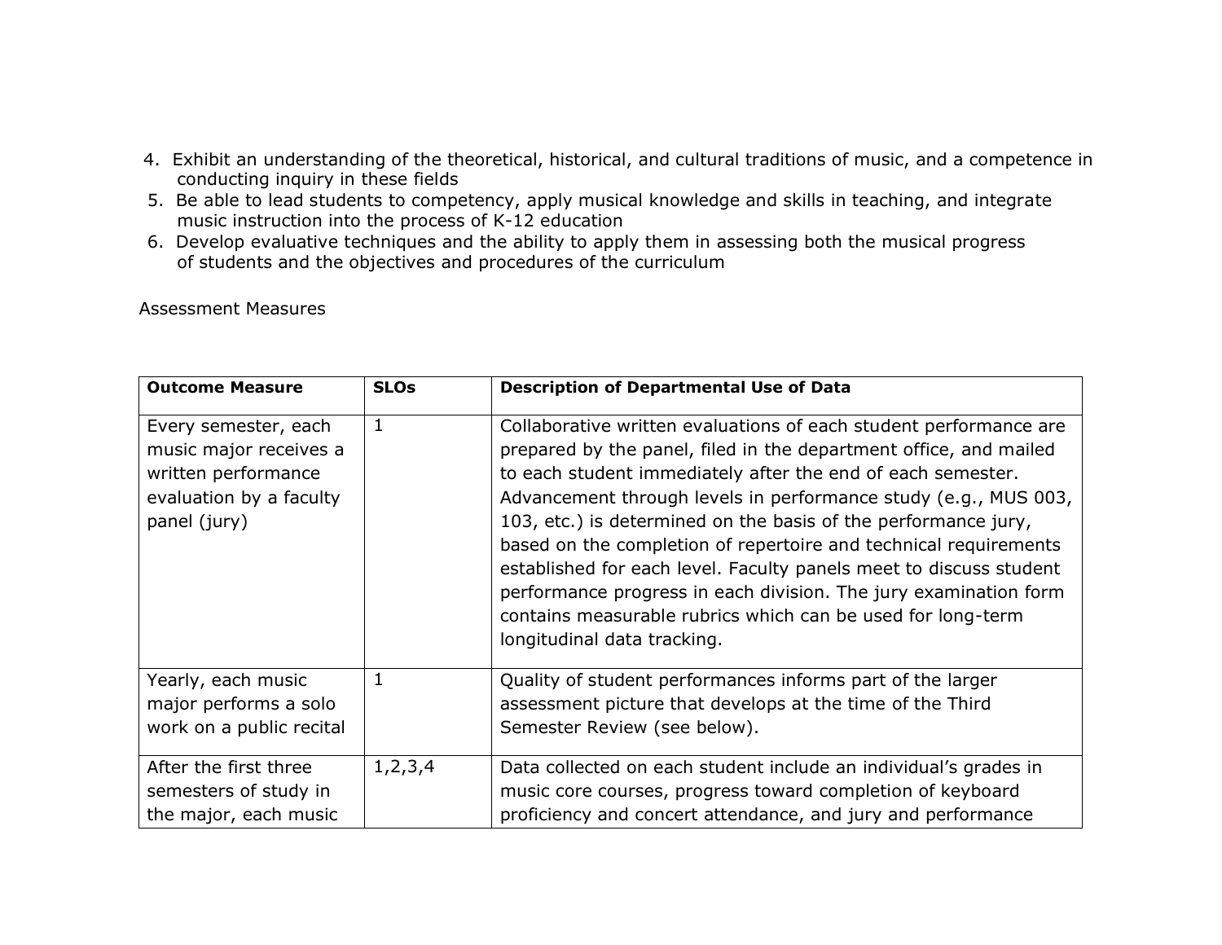4. Exhibit an understanding of the theoretical, historical, and cultural traditions of music, and a competence in conducting inquiry in these fields
5. Be able to lead students to competency, apply musical knowledge and skills in teaching, and integrate music instruction into the process of K-12 education
6. Develop evaluative techniques and the ability to apply them in assessing both the musical progress of students and the objectives and procedures of the curriculum

Assessment Measures

| **Outcome Measure** | **SLOs** | **Description of Departmental Use of Data** |
|---|---|---|
| Every semester, each music major receives a written performance evaluation by a faculty panel (jury) | 1 | Collaborative written evaluations of each student performance are prepared by the panel, filed in the department office, and mailed to each student immediately after the end of each semester. Advancement through levels in performance study (e.g., MUS 003, 103, etc.) is determined on the basis of the performance jury, based on the completion of repertoire and technical requirements established for each level. Faculty panels meet to discuss student performance progress in each division. The jury examination form contains measurable rubrics which can be used for long-term longitudinal data tracking. |
| Yearly, each music major performs a solo work on a public recital | 1 | Quality of student performances informs part of the larger assessment picture that develops at the time of the Third Semester Review (see below). |
| After the first three semesters of study in the major, each music | 1,2,3,4 | Data collected on each student include an individual's grades in music core courses, progress toward completion of keyboard proficiency and concert attendance, and jury and performance |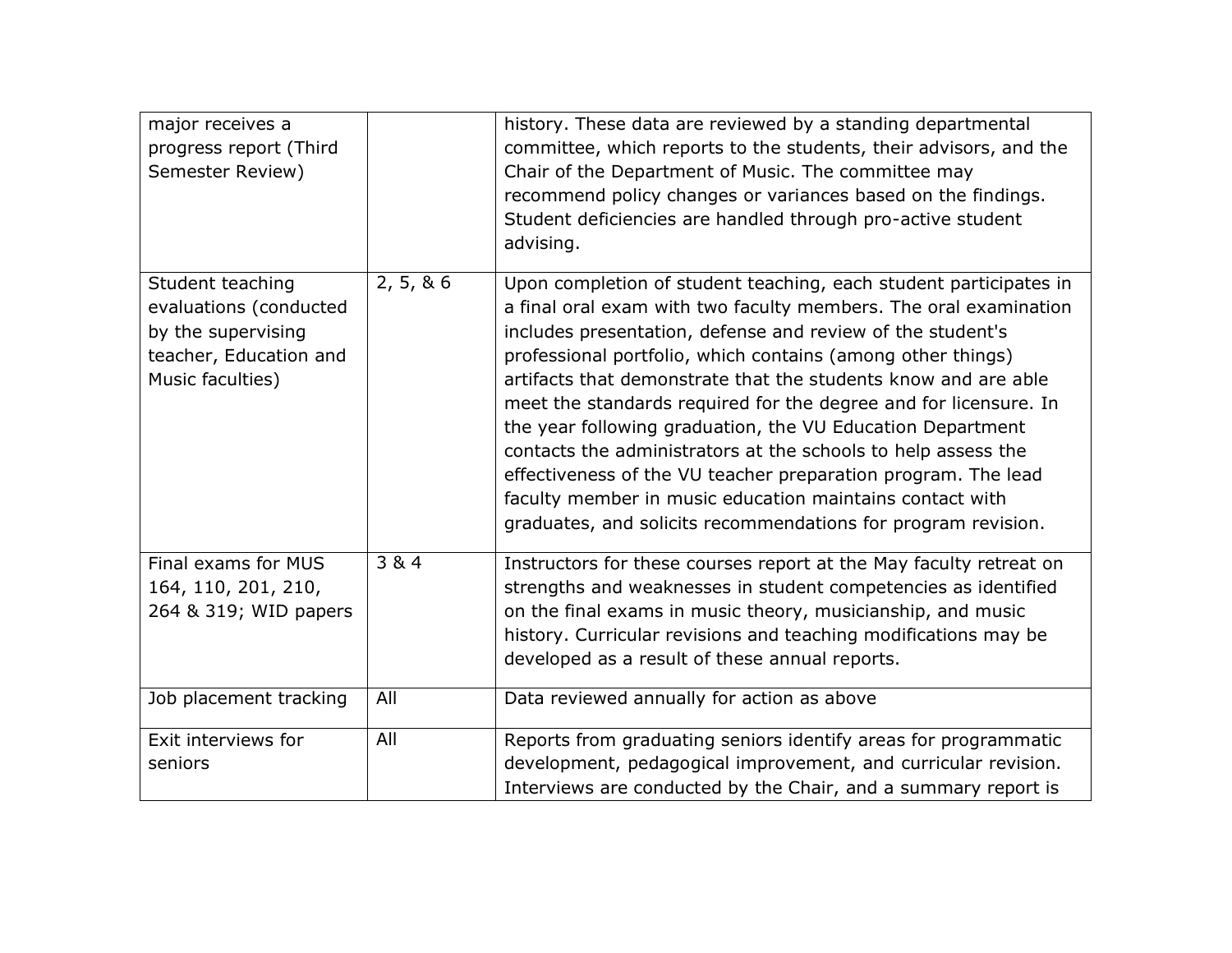| major receives a progress report (Third Semester Review) | | history. These data are reviewed by a standing departmental committee, which reports to the students, their advisors, and the Chair of the Department of Music. The committee may recommend policy changes or variances based on the findings. Student deficiencies are handled through pro-active student advising. |
|---|---|---|
| Student teaching evaluations (conducted by the supervising teacher, Education and Music faculties) | 2, 5, & 6 | Upon completion of student teaching, each student participates in a final oral exam with two faculty members. The oral examination includes presentation, defense and review of the student's professional portfolio, which contains (among other things) artifacts that demonstrate that the students know and are able meet the standards required for the degree and for licensure. In the year following graduation, the VU Education Department contacts the administrators at the schools to help assess the effectiveness of the VU teacher preparation program. The lead faculty member in music education maintains contact with graduates, and solicits recommendations for program revision. |
| Final exams for MUS 164, 110, 201, 210, 264 & 319; WID papers | 3 & 4 | Instructors for these courses report at the May faculty retreat on strengths and weaknesses in student competencies as identified on the final exams in music theory, musicianship, and music history. Curricular revisions and teaching modifications may be developed as a result of these annual reports. |
| Job placement tracking | All | Data reviewed annually for action as above |
| Exit interviews for seniors | All | Reports from graduating seniors identify areas for programmatic development, pedagogical improvement, and curricular revision. Interviews are conducted by the Chair, and a summary report is |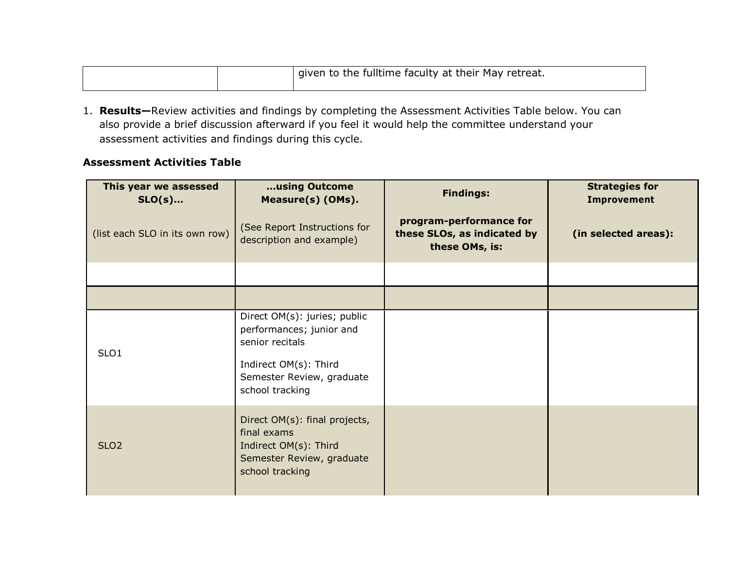| | | given to the fulltime faculty at their May retreat. |
|---|---|---|

1. **Results—**Review activities and findings by completing the Assessment Activities Table below. You can also provide a brief discussion afterward if you feel it would help the committee understand your assessment activities and findings during this cycle.

**Assessment Activities Table**

| **This year we assessed SLO(s)…** (list each SLO in its own row) | **…using Outcome Measure(s) (OMs).** (See Report Instructions for description and example) | **Findings:** **program-performance for these SLOs, as indicated by these OMs, is:** | **Strategies for Improvement** **(in selected areas):** |
|---|---|---|---|
| | | | |
| | | | |
| SLO1 | Direct OM(s): juries; public performances; junior and senior recitals<br>Indirect OM(s): Third Semester Review, graduate school tracking | | |
| SLO2 | Direct OM(s): final projects, final exams<br>Indirect OM(s): Third Semester Review, graduate school tracking | | |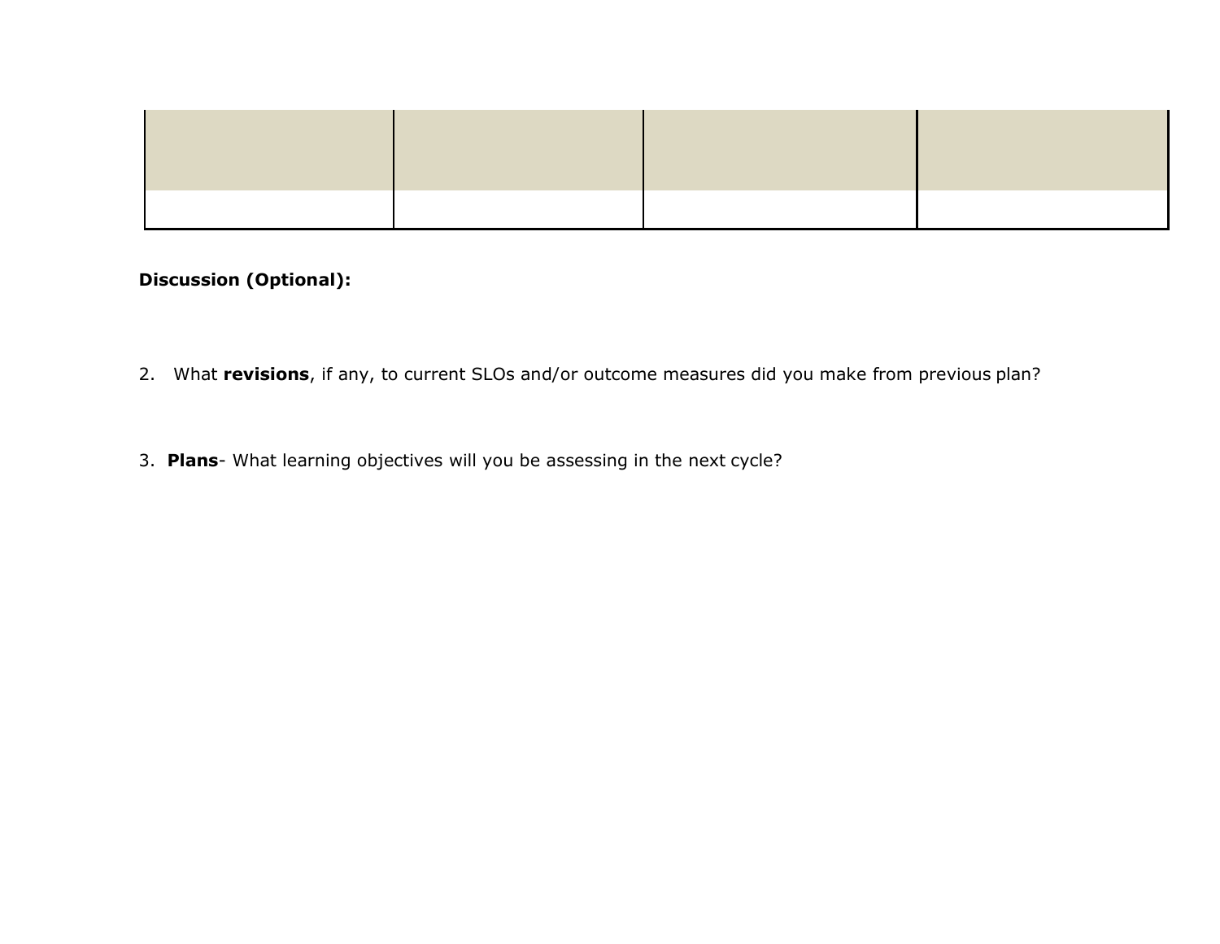| | | | |
|---|---|---|---|
| | | | |

**Discussion (Optional):**

2. What **revisions**, if any, to current SLOs and/or outcome measures did you make from previous plan?

3. **Plans**- What learning objectives will you be assessing in the next cycle?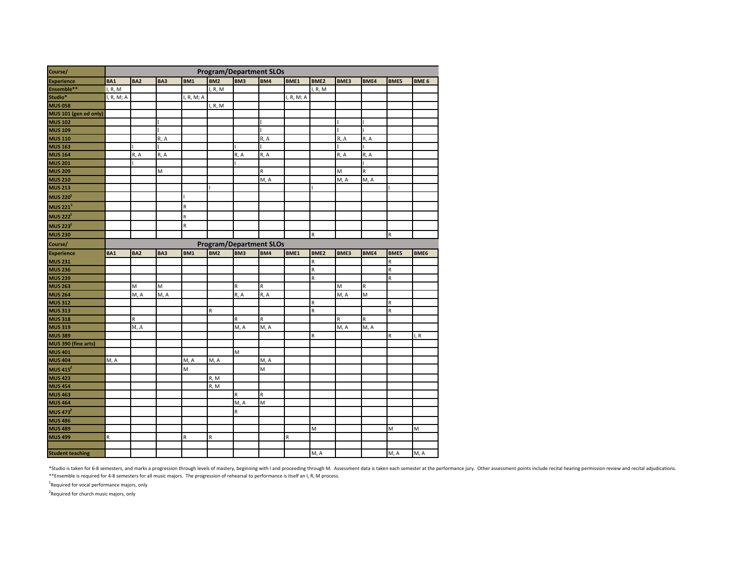| Course/ | Program/Department SLOs | | | | | | | | | | | | |
|---|---|---|---|---|---|---|---|---|---|---|---|---|---|
| **Experience** | **BA1** | **BA2** | **BA3** | **BM1** | **BM2** | **BM3** | **BM4** | **BME1** | **BME2** | **BME3** | **BME4** | **BME5** | **BME 6** |
| **Ensemble**** | I, R, M | | | | I, R, M | | | | I, R, M | | | | |
| **Studio*** | I, R, M; A | | | I, R, M; A | | | | I, R, M; A | | | | | |
| **MUS 058** | | | | | I, R, M | | | | | | | | |
| **MUS 101 (gen ed only)** | | | | | | | | | | | | | |
| **MUS 102** | | | I | | | | I | | | I | I | | |
| **MUS 109** | | | I | | | | I | | | I | I | | |
| **MUS 110** | | | R, A | | | | R, A | | | R, A | R, A | | |
| **MUS 163** | | I | I | | | I | I | | | I | I | | |
| **MUS 164** | | R, A | R, A | | | R, A | R, A | | | R, A | R, A | | |
| **MUS 201** | | I | | | | I | | | | | I | | |
| **MUS 209** | | | M | | | | R | | | M | R | | |
| **MUS 210** | | | | | | | M, A | | | M, A | M, A | | |
| **MUS 213** | | | | | I | | | | I | | | I | |
| **MUS 220[1]** | | | | I | | | | | | | | | |
| **MUS 221[1]** | | | | R | | | | | | | | | |
| **MUS 222[1]** | | | | R | | | | | | | | | |
| **MUS 223[1]** | | | | R | | | | | | | | | |
| **MUS 230** | | | | | | | | | R | | | R | |
| **MUS 231** | | | | | | | | | R | | | R | |
| **MUS 236** | | | | | | | | | R | | | R | |
| **MUS 239** | | | | | | | | | R | | | R | |
| **MUS 263** | | M | M | | | R | R | | | M | R | | |
| **MUS 264** | | M, A | M, A | | | R, A | R, A | | | M, A | M | | |
| **MUS 312** | | | | | | | | | R | | | R | |
| **MUS 313** | | | | | R | | | | R | | | R | |
| **MUS 318** | | R | | | | R | R | | | R | R | | |
| **MUS 319** | | M, A | | | | M, A | M, A | | | M, A | M, A | | |
| **MUS 389** | | | | | | | | | R | | | R | I, R |
| **MUS 390 (fine arts)** | | | | | | | | | | | | | |
| **MUS 401** | | | | | | M | | | | | | | |
| **MUS 404** | M, A | | | M, A | M, A | | M, A | | | | | | |
| **MUS 415[2]** | | | | M | | | M | | | | | | |
| **MUS 423** | | | | | R, M | | | | | | | | |
| **MUS 454** | | | | | R, M | | | | | | | | |
| **MUS 463** | | | | | | R | R | | | | | | |
| **MUS 464** | | | | | | M, A | M | | | | | | |
| **MUS 473[2]** | | | | | | R | | | | | | | |
| **MUS 486** | | | | | | | | | | | | | |
| **MUS 489** | | | | | | | | | M | | | M | M |
| **MUS 499** | R | | | R | R | | | R | | | | | |
| | | | | | | | | | | | | | |
| **Student teaching** | | | | | | | | | M, A | | | M, A | M, A |

*Studio is taken for 6-8 semesters, and marks a progression through levels of mastery, beginning with I and proceeding through M. Assessment data is taken each semester at the performance jury. Other assessment points include recital hearing permission review and recital adjudications.

**Ensemble is required for 4-8 semesters for all music majors. The progression of rehearsal to performance is itself an I, R, M process.

[1]Required for vocal performance majors, only

[2]Required for church music majors, only